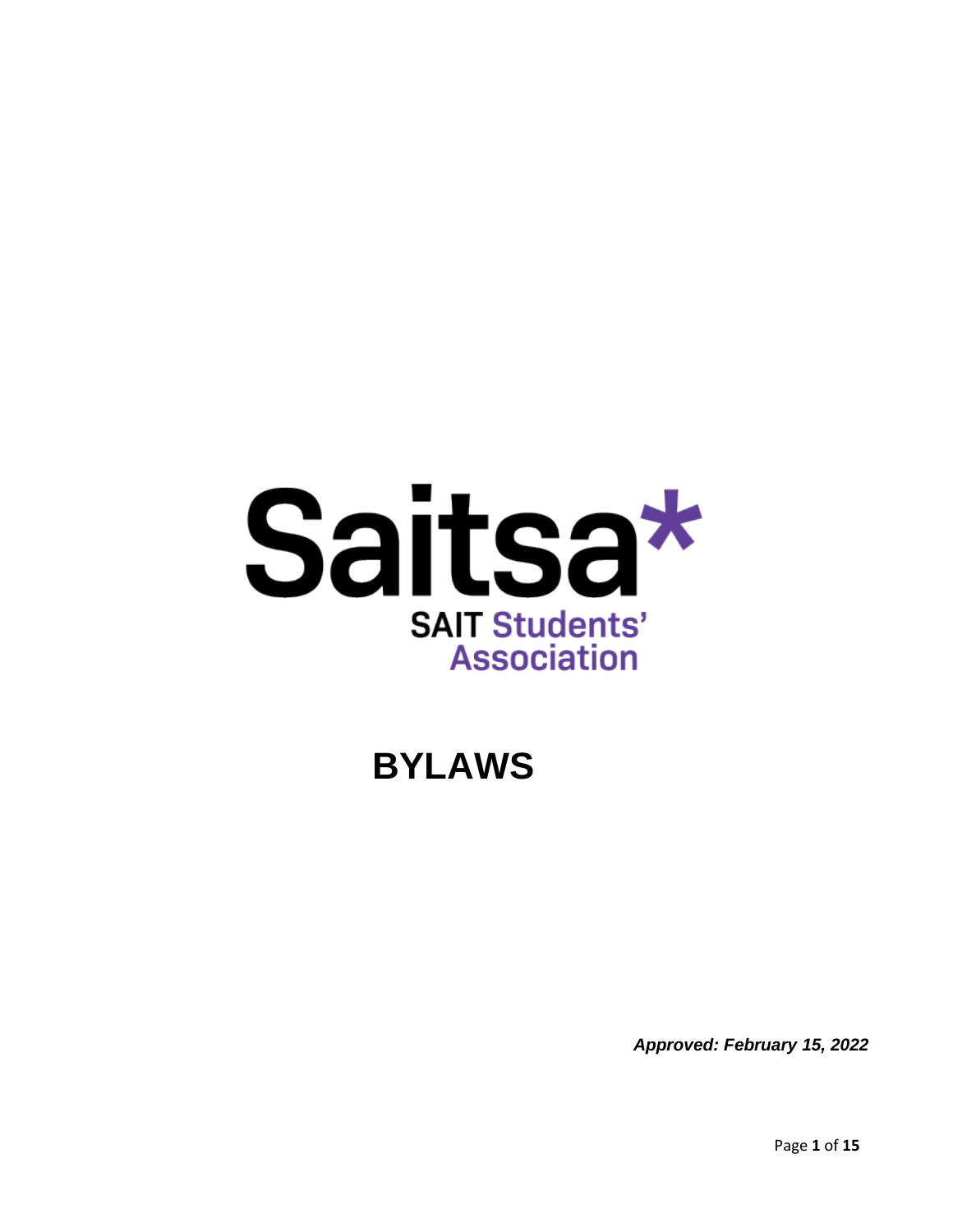Saitsa*

SAIT Students' Association

# BYLAWS

***Approved: February 15, 2022***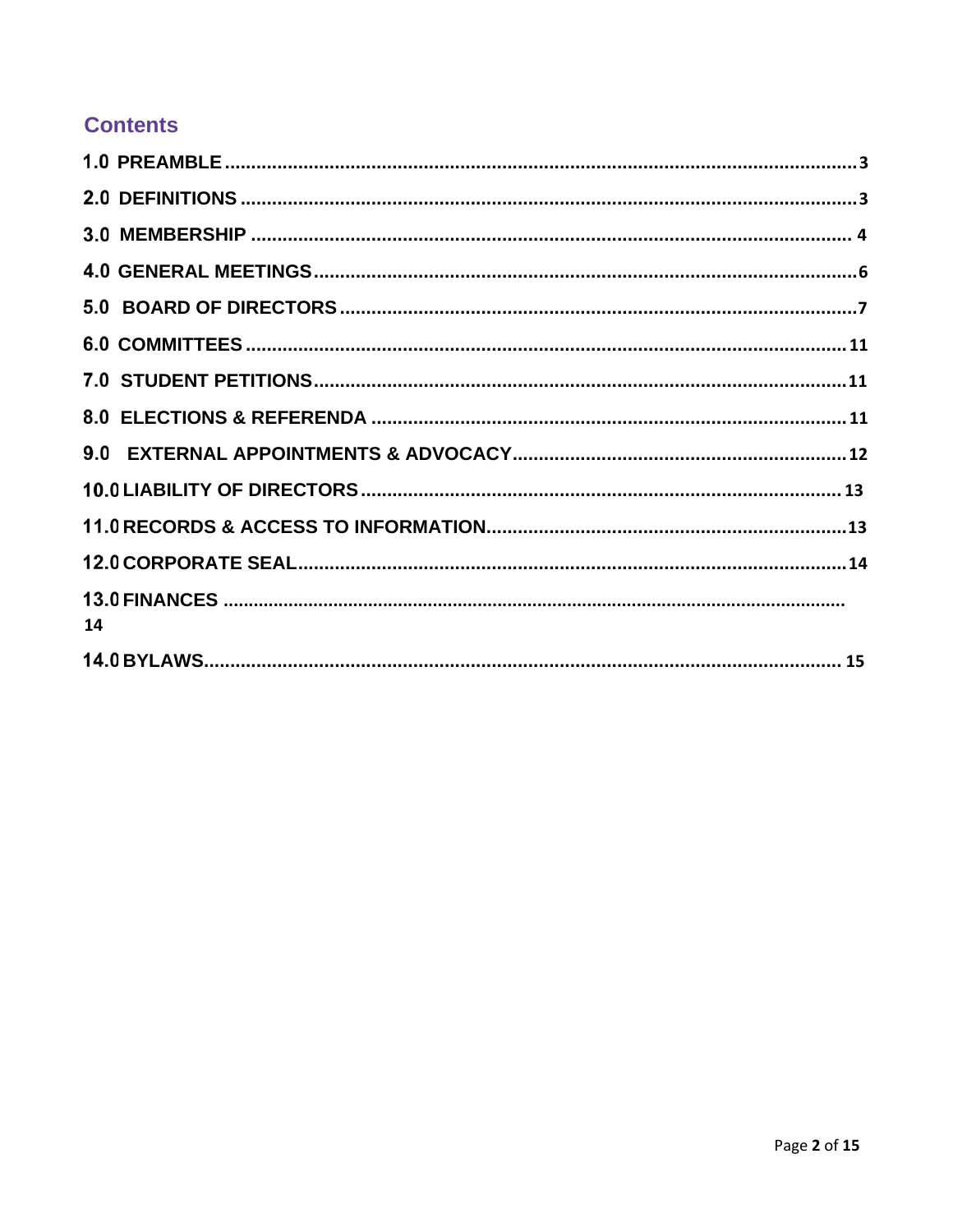## Contents

1.0 PREAMBLE .......... 3

2.0 DEFINITIONS .......... 3

3.0 MEMBERSHIP .......... 4

4.0 GENERAL MEETINGS .......... 6

5.0 BOARD OF DIRECTORS .......... 7

6.0 COMMITTEES .......... 11

7.0 STUDENT PETITIONS .......... 11

8.0 ELECTIONS & REFERENDA .......... 11

9.0 EXTERNAL APPOINTMENTS & ADVOCACY .......... 12

10.0 LIABILITY OF DIRECTORS .......... 13

11.0 RECORDS & ACCESS TO INFORMATION .......... 13

12.0 CORPORATE SEAL .......... 14

13.0 FINANCES .......... 14

14.0 BYLAWS .......... 15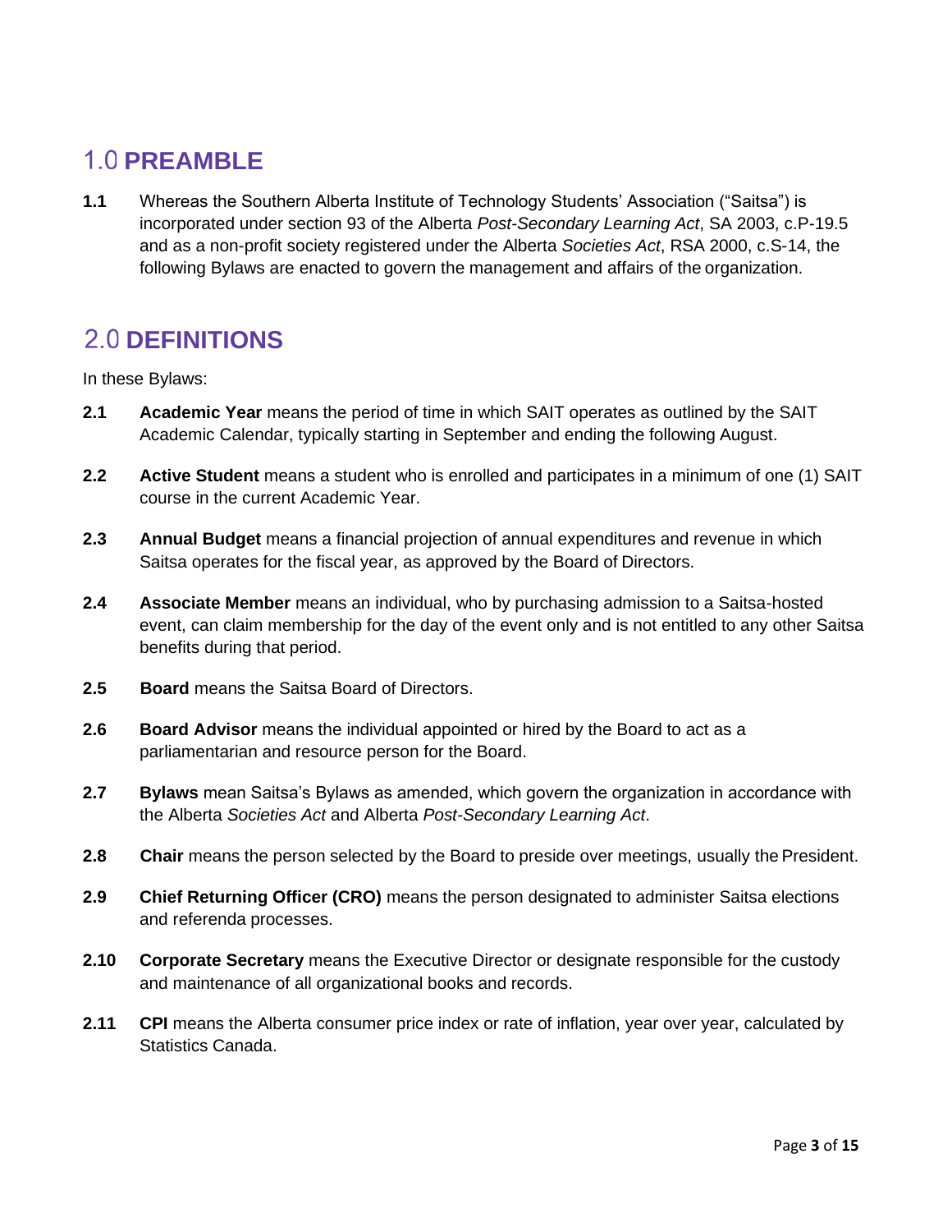## 1.0 PREAMBLE

**1.1** Whereas the Southern Alberta Institute of Technology Students' Association ("Saitsa") is incorporated under section 93 of the Alberta *Post-Secondary Learning Act*, SA 2003, c.P-19.5 and as a non-profit society registered under the Alberta *Societies Act*, RSA 2000, c.S-14, the following Bylaws are enacted to govern the management and affairs of the organization.

## 2.0 DEFINITIONS

In these Bylaws:

**2.1** **Academic Year** means the period of time in which SAIT operates as outlined by the SAIT Academic Calendar, typically starting in September and ending the following August.

**2.2** **Active Student** means a student who is enrolled and participates in a minimum of one (1) SAIT course in the current Academic Year.

**2.3** **Annual Budget** means a financial projection of annual expenditures and revenue in which Saitsa operates for the fiscal year, as approved by the Board of Directors.

**2.4** **Associate Member** means an individual, who by purchasing admission to a Saitsa-hosted event, can claim membership for the day of the event only and is not entitled to any other Saitsa benefits during that period.

**2.5** **Board** means the Saitsa Board of Directors.

**2.6** **Board Advisor** means the individual appointed or hired by the Board to act as a parliamentarian and resource person for the Board.

**2.7** **Bylaws** mean Saitsa's Bylaws as amended, which govern the organization in accordance with the Alberta *Societies Act* and Alberta *Post-Secondary Learning Act*.

**2.8** **Chair** means the person selected by the Board to preside over meetings, usually the President.

**2.9** **Chief Returning Officer (CRO)** means the person designated to administer Saitsa elections and referenda processes.

**2.10** **Corporate Secretary** means the Executive Director or designate responsible for the custody and maintenance of all organizational books and records.

**2.11** **CPI** means the Alberta consumer price index or rate of inflation, year over year, calculated by Statistics Canada.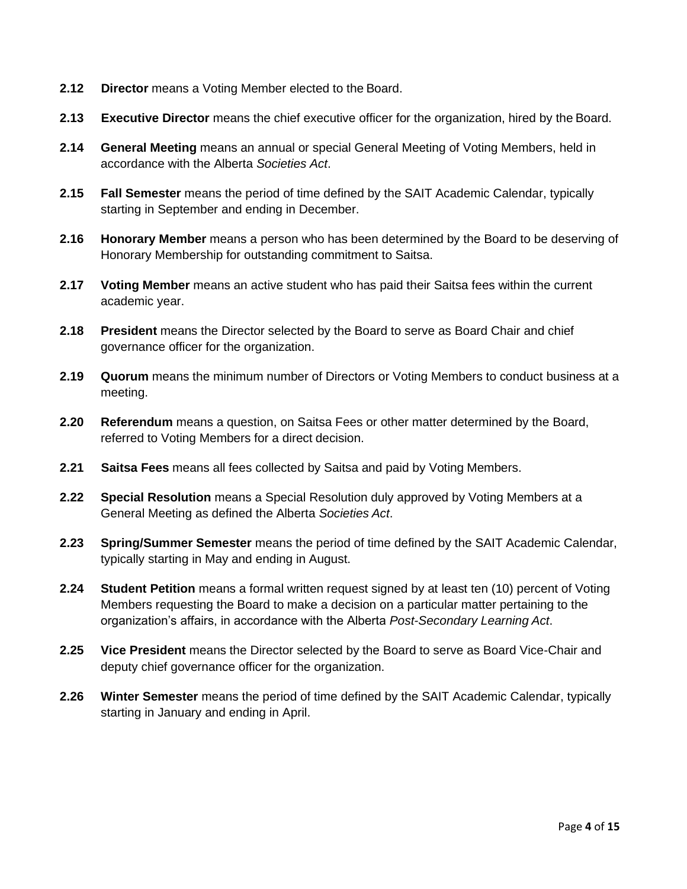**2.12** **Director** means a Voting Member elected to the Board.

**2.13** **Executive Director** means the chief executive officer for the organization, hired by the Board.

**2.14** **General Meeting** means an annual or special General Meeting of Voting Members, held in accordance with the Alberta *Societies Act*.

**2.15** **Fall Semester** means the period of time defined by the SAIT Academic Calendar, typically starting in September and ending in December.

**2.16** **Honorary Member** means a person who has been determined by the Board to be deserving of Honorary Membership for outstanding commitment to Saitsa.

**2.17** **Voting Member** means an active student who has paid their Saitsa fees within the current academic year.

**2.18** **President** means the Director selected by the Board to serve as Board Chair and chief governance officer for the organization.

**2.19** **Quorum** means the minimum number of Directors or Voting Members to conduct business at a meeting.

**2.20** **Referendum** means a question, on Saitsa Fees or other matter determined by the Board, referred to Voting Members for a direct decision.

**2.21** **Saitsa Fees** means all fees collected by Saitsa and paid by Voting Members.

**2.22** **Special Resolution** means a Special Resolution duly approved by Voting Members at a General Meeting as defined the Alberta *Societies Act*.

**2.23** **Spring/Summer Semester** means the period of time defined by the SAIT Academic Calendar, typically starting in May and ending in August.

**2.24** **Student Petition** means a formal written request signed by at least ten (10) percent of Voting Members requesting the Board to make a decision on a particular matter pertaining to the organization's affairs, in accordance with the Alberta *Post-Secondary Learning Act*.

**2.25** **Vice President** means the Director selected by the Board to serve as Board Vice-Chair and deputy chief governance officer for the organization.

**2.26** **Winter Semester** means the period of time defined by the SAIT Academic Calendar, typically starting in January and ending in April.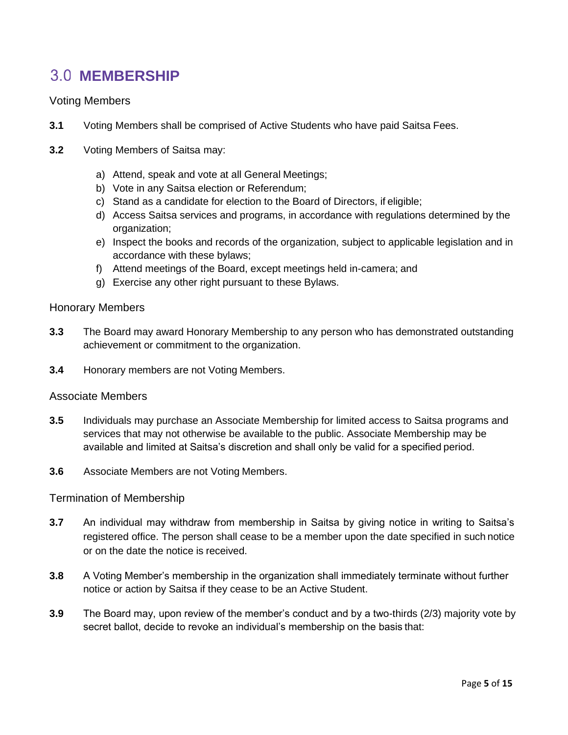# 3.0 MEMBERSHIP

## Voting Members

**3.1** Voting Members shall be comprised of Active Students who have paid Saitsa Fees.

**3.2** Voting Members of Saitsa may:

a) Attend, speak and vote at all General Meetings;
b) Vote in any Saitsa election or Referendum;
c) Stand as a candidate for election to the Board of Directors, if eligible;
d) Access Saitsa services and programs, in accordance with regulations determined by the organization;
e) Inspect the books and records of the organization, subject to applicable legislation and in accordance with these bylaws;
f) Attend meetings of the Board, except meetings held in-camera; and
g) Exercise any other right pursuant to these Bylaws.

## Honorary Members

**3.3** The Board may award Honorary Membership to any person who has demonstrated outstanding achievement or commitment to the organization.

**3.4** Honorary members are not Voting Members.

## Associate Members

**3.5** Individuals may purchase an Associate Membership for limited access to Saitsa programs and services that may not otherwise be available to the public. Associate Membership may be available and limited at Saitsa's discretion and shall only be valid for a specified period.

**3.6** Associate Members are not Voting Members.

## Termination of Membership

**3.7** An individual may withdraw from membership in Saitsa by giving notice in writing to Saitsa's registered office. The person shall cease to be a member upon the date specified in such notice or on the date the notice is received.

**3.8** A Voting Member's membership in the organization shall immediately terminate without further notice or action by Saitsa if they cease to be an Active Student.

**3.9** The Board may, upon review of the member's conduct and by a two-thirds (2/3) majority vote by secret ballot, decide to revoke an individual's membership on the basis that: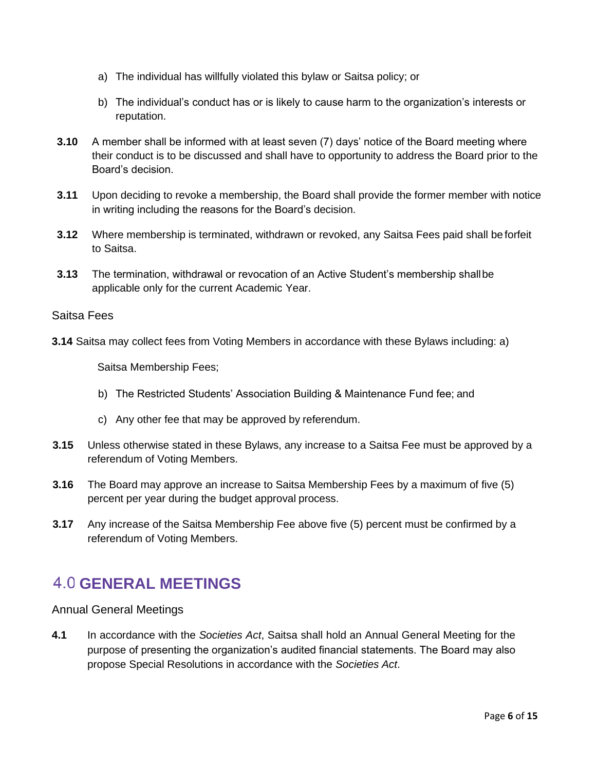a) The individual has willfully violated this bylaw or Saitsa policy; or

b) The individual's conduct has or is likely to cause harm to the organization's interests or reputation.

**3.10** A member shall be informed with at least seven (7) days' notice of the Board meeting where their conduct is to be discussed and shall have to opportunity to address the Board prior to the Board's decision.

**3.11** Upon deciding to revoke a membership, the Board shall provide the former member with notice in writing including the reasons for the Board's decision.

**3.12** Where membership is terminated, withdrawn or revoked, any Saitsa Fees paid shall be forfeit to Saitsa.

**3.13** The termination, withdrawal or revocation of an Active Student's membership shall be applicable only for the current Academic Year.

### Saitsa Fees

**3.14** Saitsa may collect fees from Voting Members in accordance with these Bylaws including:

a) Saitsa Membership Fees;

b) The Restricted Students' Association Building & Maintenance Fund fee; and

c) Any other fee that may be approved by referendum.

**3.15** Unless otherwise stated in these Bylaws, any increase to a Saitsa Fee must be approved by a referendum of Voting Members.

**3.16** The Board may approve an increase to Saitsa Membership Fees by a maximum of five (5) percent per year during the budget approval process.

**3.17** Any increase of the Saitsa Membership Fee above five (5) percent must be confirmed by a referendum of Voting Members.

## 4.0 GENERAL MEETINGS

### Annual General Meetings

**4.1** In accordance with the *Societies Act*, Saitsa shall hold an Annual General Meeting for the purpose of presenting the organization's audited financial statements. The Board may also propose Special Resolutions in accordance with the *Societies Act*.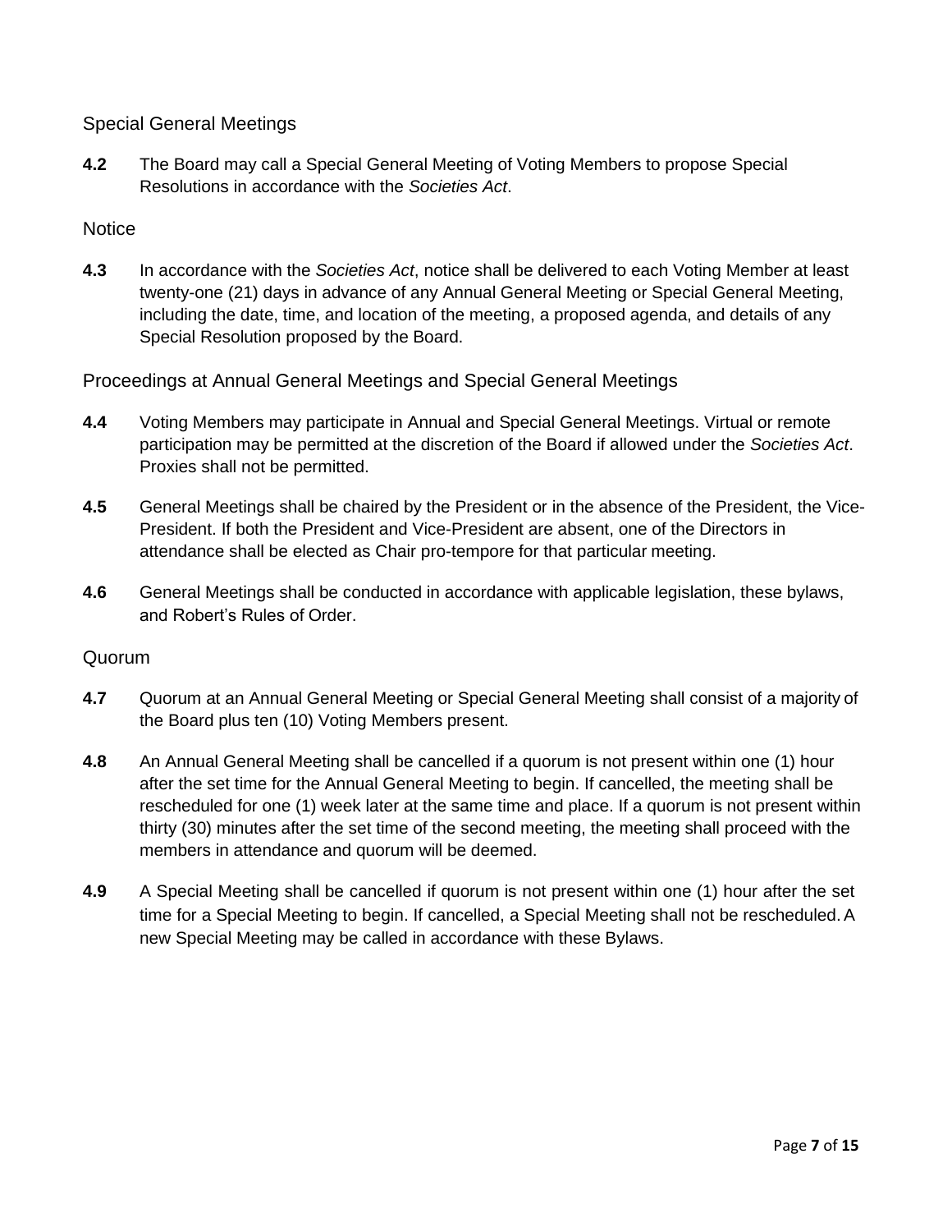## Special General Meetings

**4.2** The Board may call a Special General Meeting of Voting Members to propose Special Resolutions in accordance with the *Societies Act*.

## Notice

**4.3** In accordance with the *Societies Act*, notice shall be delivered to each Voting Member at least twenty-one (21) days in advance of any Annual General Meeting or Special General Meeting, including the date, time, and location of the meeting, a proposed agenda, and details of any Special Resolution proposed by the Board.

## Proceedings at Annual General Meetings and Special General Meetings

**4.4** Voting Members may participate in Annual and Special General Meetings. Virtual or remote participation may be permitted at the discretion of the Board if allowed under the *Societies Act*. Proxies shall not be permitted.

**4.5** General Meetings shall be chaired by the President or in the absence of the President, the Vice-President. If both the President and Vice-President are absent, one of the Directors in attendance shall be elected as Chair pro-tempore for that particular meeting.

**4.6** General Meetings shall be conducted in accordance with applicable legislation, these bylaws, and Robert's Rules of Order.

## Quorum

**4.7** Quorum at an Annual General Meeting or Special General Meeting shall consist of a majority of the Board plus ten (10) Voting Members present.

**4.8** An Annual General Meeting shall be cancelled if a quorum is not present within one (1) hour after the set time for the Annual General Meeting to begin. If cancelled, the meeting shall be rescheduled for one (1) week later at the same time and place. If a quorum is not present within thirty (30) minutes after the set time of the second meeting, the meeting shall proceed with the members in attendance and quorum will be deemed.

**4.9** A Special Meeting shall be cancelled if quorum is not present within one (1) hour after the set time for a Special Meeting to begin. If cancelled, a Special Meeting shall not be rescheduled. A new Special Meeting may be called in accordance with these Bylaws.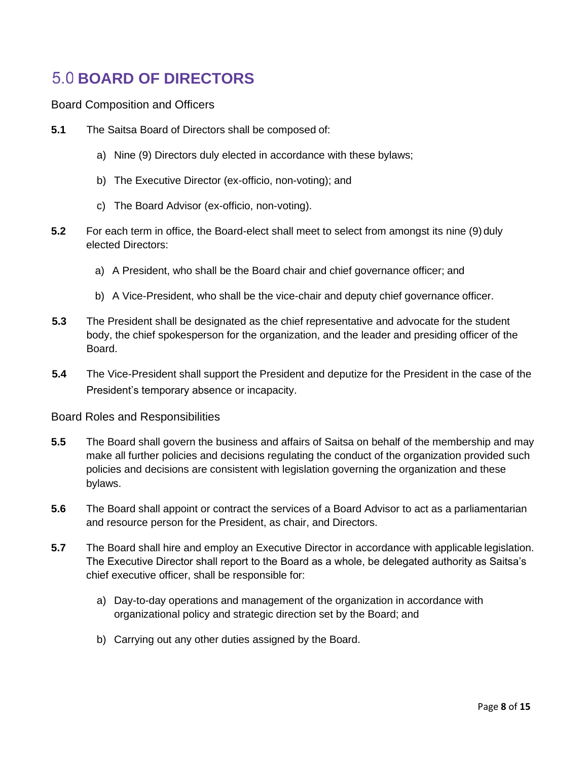# 5.0 **BOARD OF DIRECTORS**

## Board Composition and Officers

**5.1** The Saitsa Board of Directors shall be composed of:

a) Nine (9) Directors duly elected in accordance with these bylaws;

b) The Executive Director (ex-officio, non-voting); and

c) The Board Advisor (ex-officio, non-voting).

**5.2** For each term in office, the Board-elect shall meet to select from amongst its nine (9) duly elected Directors:

a) A President, who shall be the Board chair and chief governance officer; and

b) A Vice-President, who shall be the vice-chair and deputy chief governance officer.

**5.3** The President shall be designated as the chief representative and advocate for the student body, the chief spokesperson for the organization, and the leader and presiding officer of the Board.

**5.4** The Vice-President shall support the President and deputize for the President in the case of the President's temporary absence or incapacity.

## Board Roles and Responsibilities

**5.5** The Board shall govern the business and affairs of Saitsa on behalf of the membership and may make all further policies and decisions regulating the conduct of the organization provided such policies and decisions are consistent with legislation governing the organization and these bylaws.

**5.6** The Board shall appoint or contract the services of a Board Advisor to act as a parliamentarian and resource person for the President, as chair, and Directors.

**5.7** The Board shall hire and employ an Executive Director in accordance with applicable legislation. The Executive Director shall report to the Board as a whole, be delegated authority as Saitsa's chief executive officer, shall be responsible for:

a) Day-to-day operations and management of the organization in accordance with organizational policy and strategic direction set by the Board; and

b) Carrying out any other duties assigned by the Board.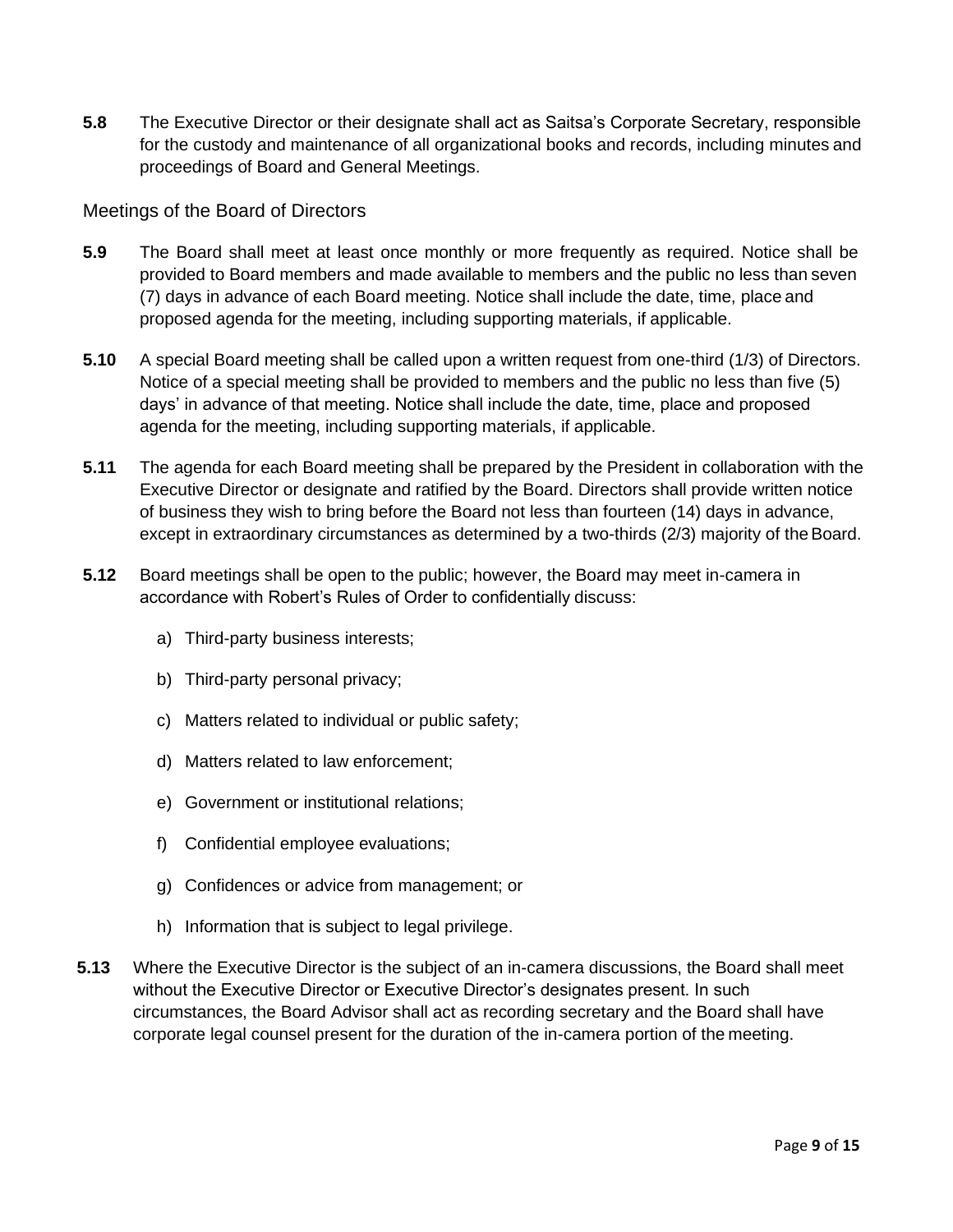**5.8** The Executive Director or their designate shall act as Saitsa's Corporate Secretary, responsible for the custody and maintenance of all organizational books and records, including minutes and proceedings of Board and General Meetings.

## Meetings of the Board of Directors

**5.9** The Board shall meet at least once monthly or more frequently as required. Notice shall be provided to Board members and made available to members and the public no less than seven (7) days in advance of each Board meeting. Notice shall include the date, time, place and proposed agenda for the meeting, including supporting materials, if applicable.

**5.10** A special Board meeting shall be called upon a written request from one-third (1/3) of Directors. Notice of a special meeting shall be provided to members and the public no less than five (5) days' in advance of that meeting. Notice shall include the date, time, place and proposed agenda for the meeting, including supporting materials, if applicable.

**5.11** The agenda for each Board meeting shall be prepared by the President in collaboration with the Executive Director or designate and ratified by the Board. Directors shall provide written notice of business they wish to bring before the Board not less than fourteen (14) days in advance, except in extraordinary circumstances as determined by a two-thirds (2/3) majority of the Board.

**5.12** Board meetings shall be open to the public; however, the Board may meet in-camera in accordance with Robert's Rules of Order to confidentially discuss:

a) Third-party business interests;

b) Third-party personal privacy;

c) Matters related to individual or public safety;

d) Matters related to law enforcement;

e) Government or institutional relations;

f) Confidential employee evaluations;

g) Confidences or advice from management; or

h) Information that is subject to legal privilege.

**5.13** Where the Executive Director is the subject of an in-camera discussions, the Board shall meet without the Executive Director or Executive Director's designates present. In such circumstances, the Board Advisor shall act as recording secretary and the Board shall have corporate legal counsel present for the duration of the in-camera portion of the meeting.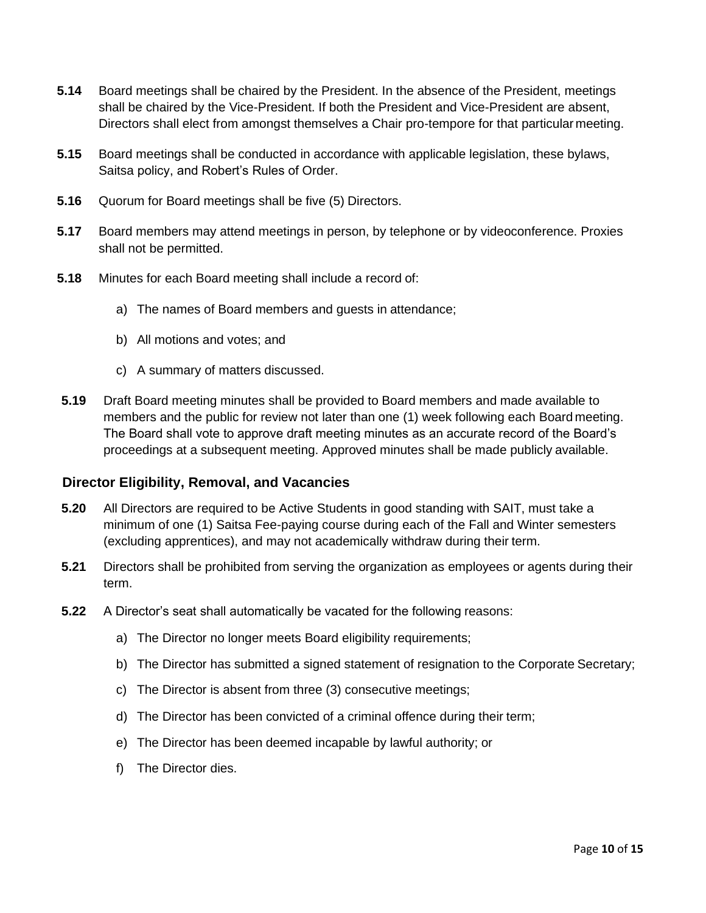**5.14** Board meetings shall be chaired by the President. In the absence of the President, meetings shall be chaired by the Vice-President. If both the President and Vice-President are absent, Directors shall elect from amongst themselves a Chair pro-tempore for that particular meeting.

**5.15** Board meetings shall be conducted in accordance with applicable legislation, these bylaws, Saitsa policy, and Robert's Rules of Order.

**5.16** Quorum for Board meetings shall be five (5) Directors.

**5.17** Board members may attend meetings in person, by telephone or by videoconference. Proxies shall not be permitted.

**5.18** Minutes for each Board meeting shall include a record of:

a) The names of Board members and guests in attendance;

b) All motions and votes; and

c) A summary of matters discussed.

**5.19** Draft Board meeting minutes shall be provided to Board members and made available to members and the public for review not later than one (1) week following each Board meeting. The Board shall vote to approve draft meeting minutes as an accurate record of the Board's proceedings at a subsequent meeting. Approved minutes shall be made publicly available.

### Director Eligibility, Removal, and Vacancies

**5.20** All Directors are required to be Active Students in good standing with SAIT, must take a minimum of one (1) Saitsa Fee-paying course during each of the Fall and Winter semesters (excluding apprentices), and may not academically withdraw during their term.

**5.21** Directors shall be prohibited from serving the organization as employees or agents during their term.

**5.22** A Director's seat shall automatically be vacated for the following reasons:

a) The Director no longer meets Board eligibility requirements;

b) The Director has submitted a signed statement of resignation to the Corporate Secretary;

c) The Director is absent from three (3) consecutive meetings;

d) The Director has been convicted of a criminal offence during their term;

e) The Director has been deemed incapable by lawful authority; or

f) The Director dies.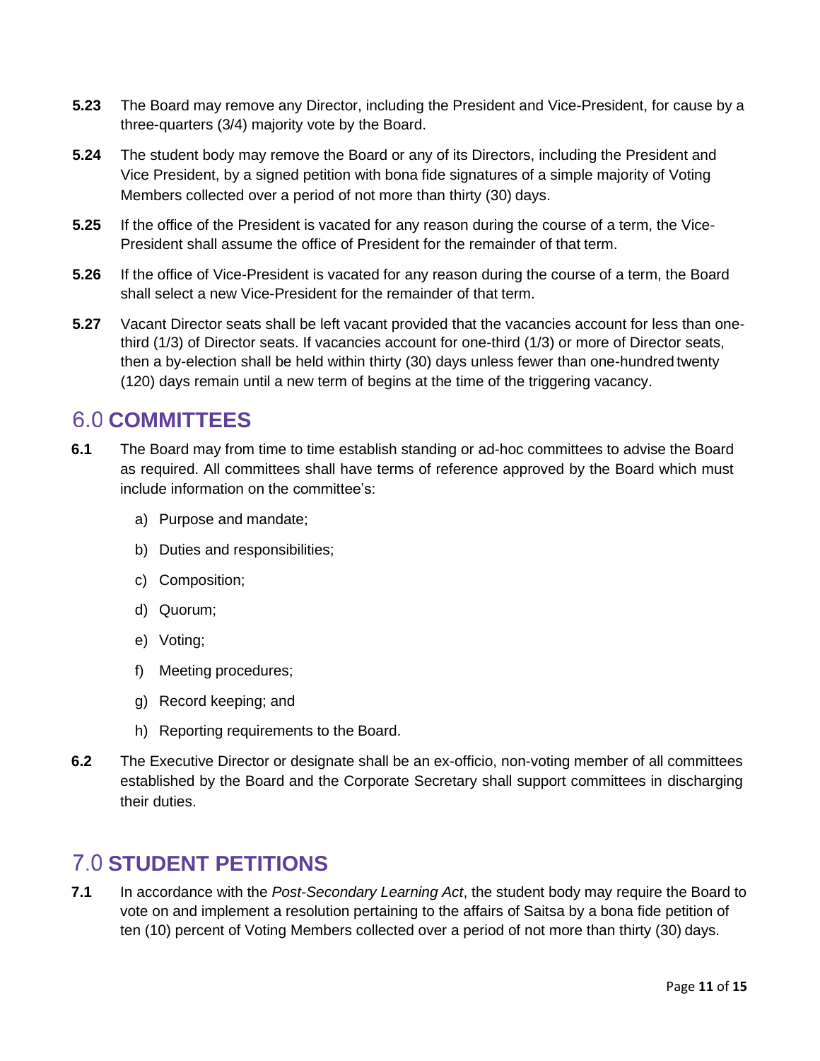**5.23** The Board may remove any Director, including the President and Vice-President, for cause by a three-quarters (3/4) majority vote by the Board.

**5.24** The student body may remove the Board or any of its Directors, including the President and Vice President, by a signed petition with bona fide signatures of a simple majority of Voting Members collected over a period of not more than thirty (30) days.

**5.25** If the office of the President is vacated for any reason during the course of a term, the Vice-President shall assume the office of President for the remainder of that term.

**5.26** If the office of Vice-President is vacated for any reason during the course of a term, the Board shall select a new Vice-President for the remainder of that term.

**5.27** Vacant Director seats shall be left vacant provided that the vacancies account for less than one-third (1/3) of Director seats. If vacancies account for one-third (1/3) or more of Director seats, then a by-election shall be held within thirty (30) days unless fewer than one-hundred twenty (120) days remain until a new term of begins at the time of the triggering vacancy.

## 6.0 **COMMITTEES**

**6.1** The Board may from time to time establish standing or ad-hoc committees to advise the Board as required. All committees shall have terms of reference approved by the Board which must include information on the committee's:

a) Purpose and mandate;

b) Duties and responsibilities;

c) Composition;

d) Quorum;

e) Voting;

f) Meeting procedures;

g) Record keeping; and

h) Reporting requirements to the Board.

**6.2** The Executive Director or designate shall be an ex-officio, non-voting member of all committees established by the Board and the Corporate Secretary shall support committees in discharging their duties.

## 7.0 **STUDENT PETITIONS**

**7.1** In accordance with the *Post-Secondary Learning Act*, the student body may require the Board to vote on and implement a resolution pertaining to the affairs of Saitsa by a bona fide petition of ten (10) percent of Voting Members collected over a period of not more than thirty (30) days.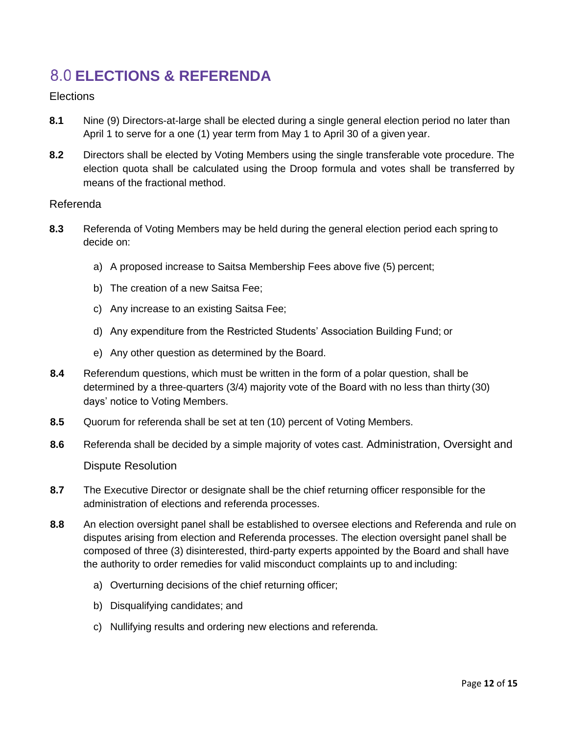# 8.0 ELECTIONS & REFERENDA

### Elections

**8.1** Nine (9) Directors-at-large shall be elected during a single general election period no later than April 1 to serve for a one (1) year term from May 1 to April 30 of a given year.

**8.2** Directors shall be elected by Voting Members using the single transferable vote procedure. The election quota shall be calculated using the Droop formula and votes shall be transferred by means of the fractional method.

### Referenda

**8.3** Referenda of Voting Members may be held during the general election period each spring to decide on:

a) A proposed increase to Saitsa Membership Fees above five (5) percent;

b) The creation of a new Saitsa Fee;

c) Any increase to an existing Saitsa Fee;

d) Any expenditure from the Restricted Students' Association Building Fund; or

e) Any other question as determined by the Board.

**8.4** Referendum questions, which must be written in the form of a polar question, shall be determined by a three-quarters (3/4) majority vote of the Board with no less than thirty (30) days' notice to Voting Members.

**8.5** Quorum for referenda shall be set at ten (10) percent of Voting Members.

**8.6** Referenda shall be decided by a simple majority of votes cast.

### Administration, Oversight and Dispute Resolution

**8.7** The Executive Director or designate shall be the chief returning officer responsible for the administration of elections and referenda processes.

**8.8** An election oversight panel shall be established to oversee elections and Referenda and rule on disputes arising from election and Referenda processes. The election oversight panel shall be composed of three (3) disinterested, third-party experts appointed by the Board and shall have the authority to order remedies for valid misconduct complaints up to and including:

a) Overturning decisions of the chief returning officer;

b) Disqualifying candidates; and

c) Nullifying results and ordering new elections and referenda.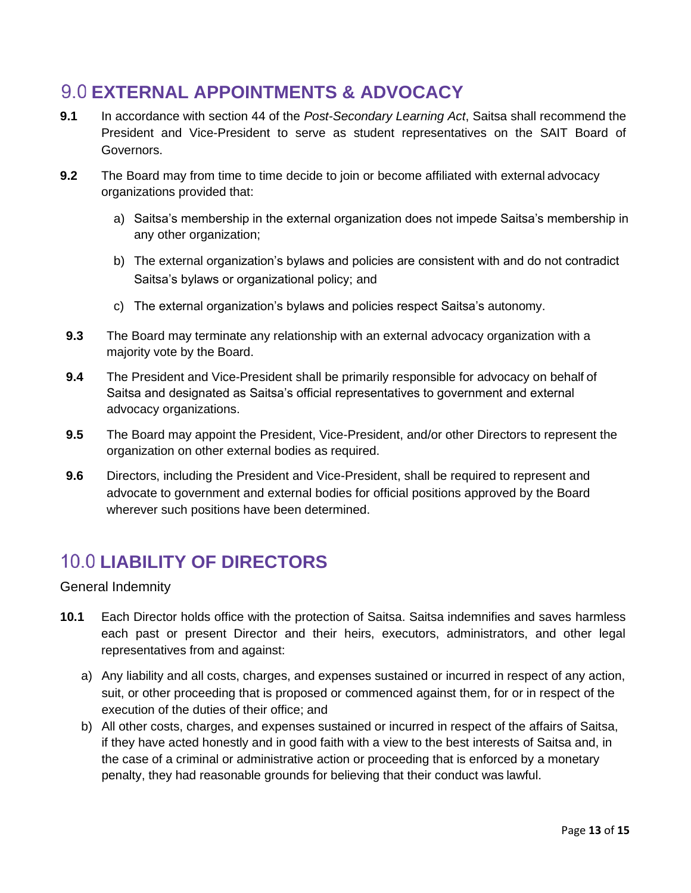## 9.0 EXTERNAL APPOINTMENTS & ADVOCACY

**9.1** In accordance with section 44 of the *Post-Secondary Learning Act*, Saitsa shall recommend the President and Vice-President to serve as student representatives on the SAIT Board of Governors.

**9.2** The Board may from time to time decide to join or become affiliated with external advocacy organizations provided that:

a) Saitsa's membership in the external organization does not impede Saitsa's membership in any other organization;

b) The external organization's bylaws and policies are consistent with and do not contradict Saitsa's bylaws or organizational policy; and

c) The external organization's bylaws and policies respect Saitsa's autonomy.

**9.3** The Board may terminate any relationship with an external advocacy organization with a majority vote by the Board.

**9.4** The President and Vice-President shall be primarily responsible for advocacy on behalf of Saitsa and designated as Saitsa's official representatives to government and external advocacy organizations.

**9.5** The Board may appoint the President, Vice-President, and/or other Directors to represent the organization on other external bodies as required.

**9.6** Directors, including the President and Vice-President, shall be required to represent and advocate to government and external bodies for official positions approved by the Board wherever such positions have been determined.

## 10.0 LIABILITY OF DIRECTORS

General Indemnity

**10.1** Each Director holds office with the protection of Saitsa. Saitsa indemnifies and saves harmless each past or present Director and their heirs, executors, administrators, and other legal representatives from and against:

a) Any liability and all costs, charges, and expenses sustained or incurred in respect of any action, suit, or other proceeding that is proposed or commenced against them, for or in respect of the execution of the duties of their office; and

b) All other costs, charges, and expenses sustained or incurred in respect of the affairs of Saitsa, if they have acted honestly and in good faith with a view to the best interests of Saitsa and, in the case of a criminal or administrative action or proceeding that is enforced by a monetary penalty, they had reasonable grounds for believing that their conduct was lawful.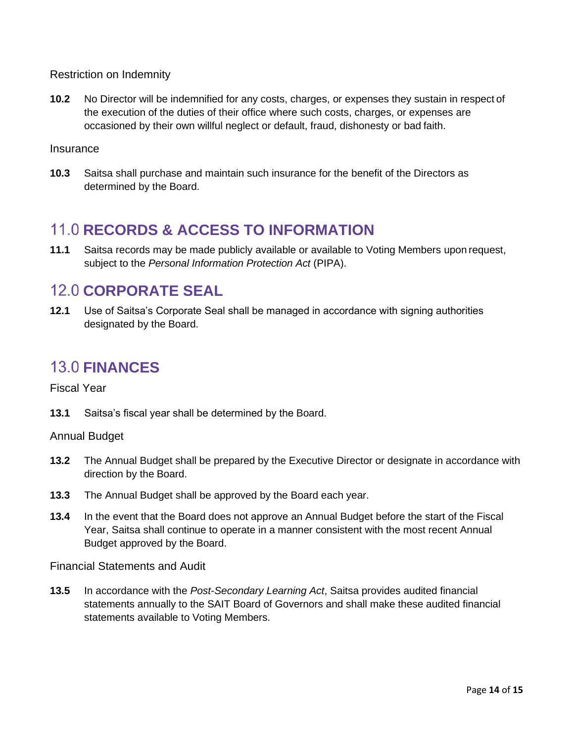### Restriction on Indemnity

**10.2** No Director will be indemnified for any costs, charges, or expenses they sustain in respect of the execution of the duties of their office where such costs, charges, or expenses are occasioned by their own willful neglect or default, fraud, dishonesty or bad faith.

### Insurance

**10.3** Saitsa shall purchase and maintain such insurance for the benefit of the Directors as determined by the Board.

## 11.0 RECORDS & ACCESS TO INFORMATION

**11.1** Saitsa records may be made publicly available or available to Voting Members upon request, subject to the *Personal Information Protection Act* (PIPA).

## 12.0 CORPORATE SEAL

**12.1** Use of Saitsa's Corporate Seal shall be managed in accordance with signing authorities designated by the Board.

## 13.0 FINANCES

### Fiscal Year

**13.1** Saitsa's fiscal year shall be determined by the Board.

### Annual Budget

**13.2** The Annual Budget shall be prepared by the Executive Director or designate in accordance with direction by the Board.

**13.3** The Annual Budget shall be approved by the Board each year.

**13.4** In the event that the Board does not approve an Annual Budget before the start of the Fiscal Year, Saitsa shall continue to operate in a manner consistent with the most recent Annual Budget approved by the Board.

### Financial Statements and Audit

**13.5** In accordance with the *Post-Secondary Learning Act*, Saitsa provides audited financial statements annually to the SAIT Board of Governors and shall make these audited financial statements available to Voting Members.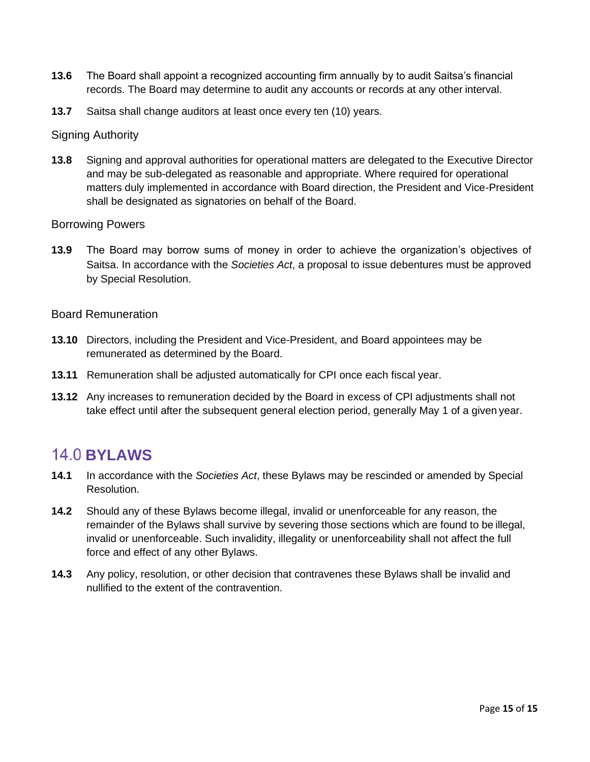**13.6** The Board shall appoint a recognized accounting firm annually by to audit Saitsa's financial records. The Board may determine to audit any accounts or records at any other interval.

**13.7** Saitsa shall change auditors at least once every ten (10) years.

### Signing Authority

**13.8** Signing and approval authorities for operational matters are delegated to the Executive Director and may be sub-delegated as reasonable and appropriate. Where required for operational matters duly implemented in accordance with Board direction, the President and Vice-President shall be designated as signatories on behalf of the Board.

### Borrowing Powers

**13.9** The Board may borrow sums of money in order to achieve the organization's objectives of Saitsa. In accordance with the *Societies Act*, a proposal to issue debentures must be approved by Special Resolution.

### Board Remuneration

**13.10** Directors, including the President and Vice-President, and Board appointees may be remunerated as determined by the Board.

**13.11** Remuneration shall be adjusted automatically for CPI once each fiscal year.

**13.12** Any increases to remuneration decided by the Board in excess of CPI adjustments shall not take effect until after the subsequent general election period, generally May 1 of a given year.

## 14.0 BYLAWS

**14.1** In accordance with the *Societies Act*, these Bylaws may be rescinded or amended by Special Resolution.

**14.2** Should any of these Bylaws become illegal, invalid or unenforceable for any reason, the remainder of the Bylaws shall survive by severing those sections which are found to be illegal, invalid or unenforceable. Such invalidity, illegality or unenforceability shall not affect the full force and effect of any other Bylaws.

**14.3** Any policy, resolution, or other decision that contravenes these Bylaws shall be invalid and nullified to the extent of the contravention.